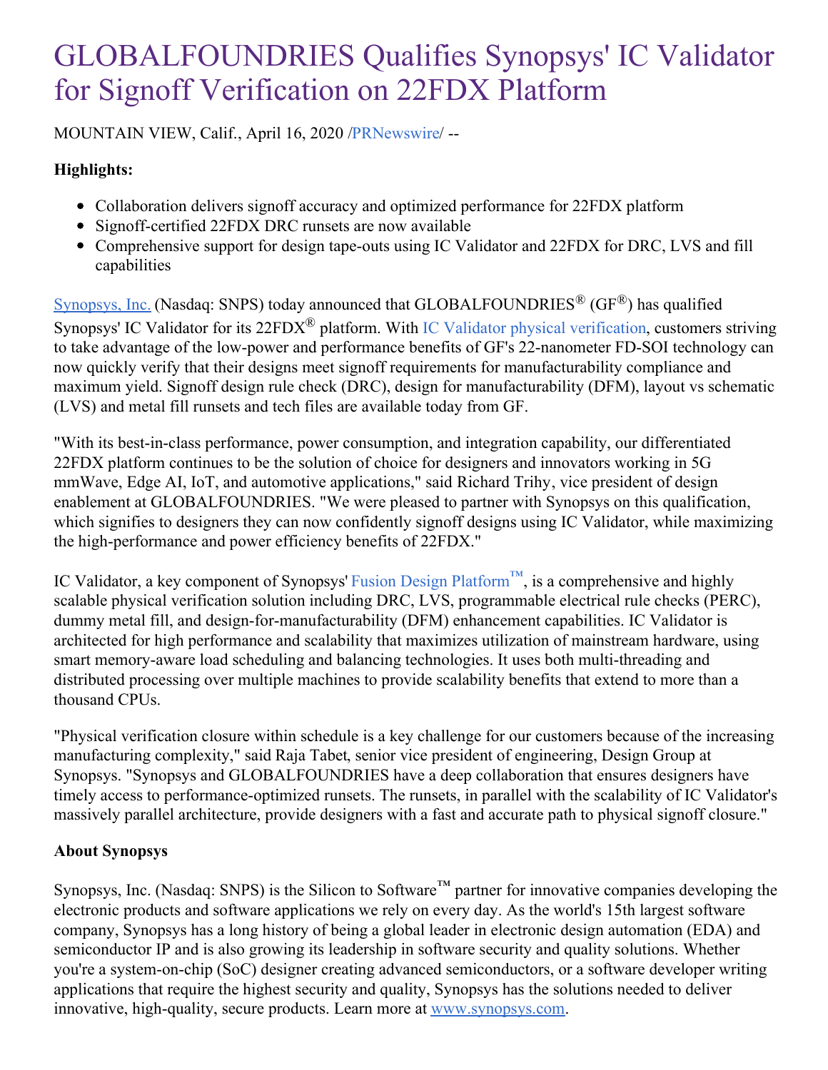# GLOBALFOUNDRIES Qualifies Synopsys' IC Validator for Signoff Verification on 22FDX Platform

MOUNTAIN VIEW, Calif., April 16, 2020 /PRNewswire/ --

**Highlights:**

- Collaboration delivers signoff accuracy and optimized performance for 22FDX platform
- Signoff-certified 22FDX DRC runsets are now available
- Comprehensive support for design tape-outs using IC Validator and 22FDX for DRC, LVS and fill capabilities

Synopsys, Inc. (Nasdaq: SNPS) today announced that GLOBALFOUNDRIES® (GF®) has qualified Synopsys' IC Validator for its 22FDX® platform. With IC Validator physical verification, customers striving to take advantage of the low-power and performance benefits of GF's 22-nanometer FD-SOI technology can now quickly verify that their designs meet signoff requirements for manufacturability compliance and maximum yield. Signoff design rule check (DRC), design for manufacturability (DFM), layout vs schematic (LVS) and metal fill runsets and tech files are available today from GF.

"With its best-in-class performance, power consumption, and integration capability, our differentiated 22FDX platform continues to be the solution of choice for designers and innovators working in 5G mmWave, Edge AI, IoT, and automotive applications," said Richard Trihy, vice president of design enablement at GLOBALFOUNDRIES. "We were pleased to partner with Synopsys on this qualification, which signifies to designers they can now confidently signoff designs using IC Validator, while maximizing the high-performance and power efficiency benefits of 22FDX."

IC Validator, a key component of Synopsys' Fusion Design Platform™, is a comprehensive and highly scalable physical verification solution including DRC, LVS, programmable electrical rule checks (PERC), dummy metal fill, and design-for-manufacturability (DFM) enhancement capabilities. IC Validator is architected for high performance and scalability that maximizes utilization of mainstream hardware, using smart memory-aware load scheduling and balancing technologies. It uses both multi-threading and distributed processing over multiple machines to provide scalability benefits that extend to more than a thousand CPUs.

"Physical verification closure within schedule is a key challenge for our customers because of the increasing manufacturing complexity," said Raja Tabet, senior vice president of engineering, Design Group at Synopsys. "Synopsys and GLOBALFOUNDRIES have a deep collaboration that ensures designers have timely access to performance-optimized runsets. The runsets, in parallel with the scalability of IC Validator's massively parallel architecture, provide designers with a fast and accurate path to physical signoff closure."

**About Synopsys**

Synopsys, Inc. (Nasdaq: SNPS) is the Silicon to Software™ partner for innovative companies developing the electronic products and software applications we rely on every day. As the world's 15th largest software company, Synopsys has a long history of being a global leader in electronic design automation (EDA) and semiconductor IP and is also growing its leadership in software security and quality solutions. Whether you're a system-on-chip (SoC) designer creating advanced semiconductors, or a software developer writing applications that require the highest security and quality, Synopsys has the solutions needed to deliver innovative, high-quality, secure products. Learn more at www.synopsys.com.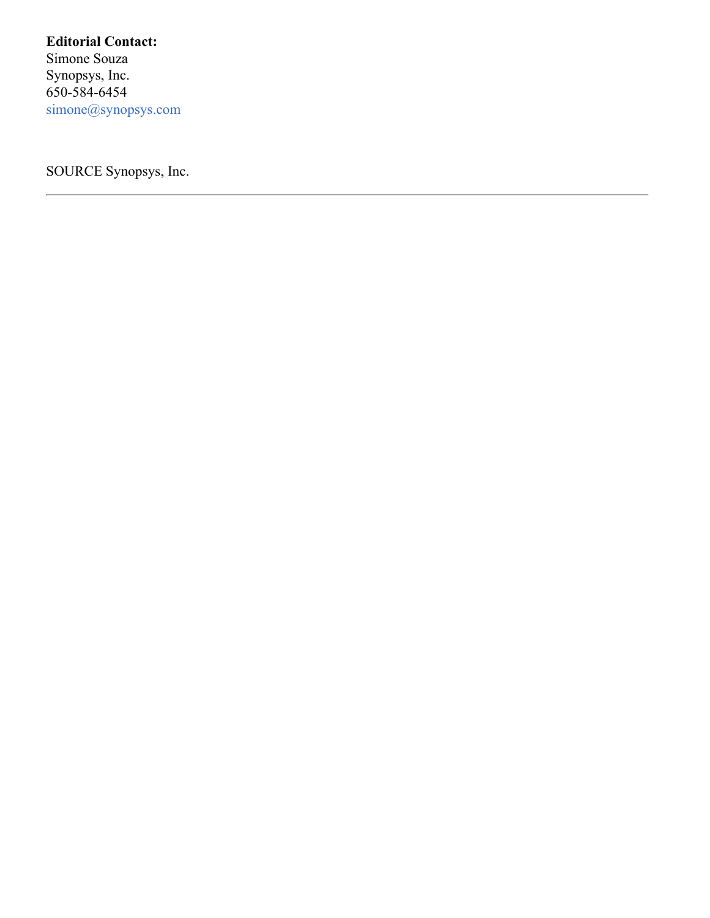**Editorial Contact:**
Simone Souza
Synopsys, Inc.
650-584-6454
simone@synopsys.com

SOURCE Synopsys, Inc.

---